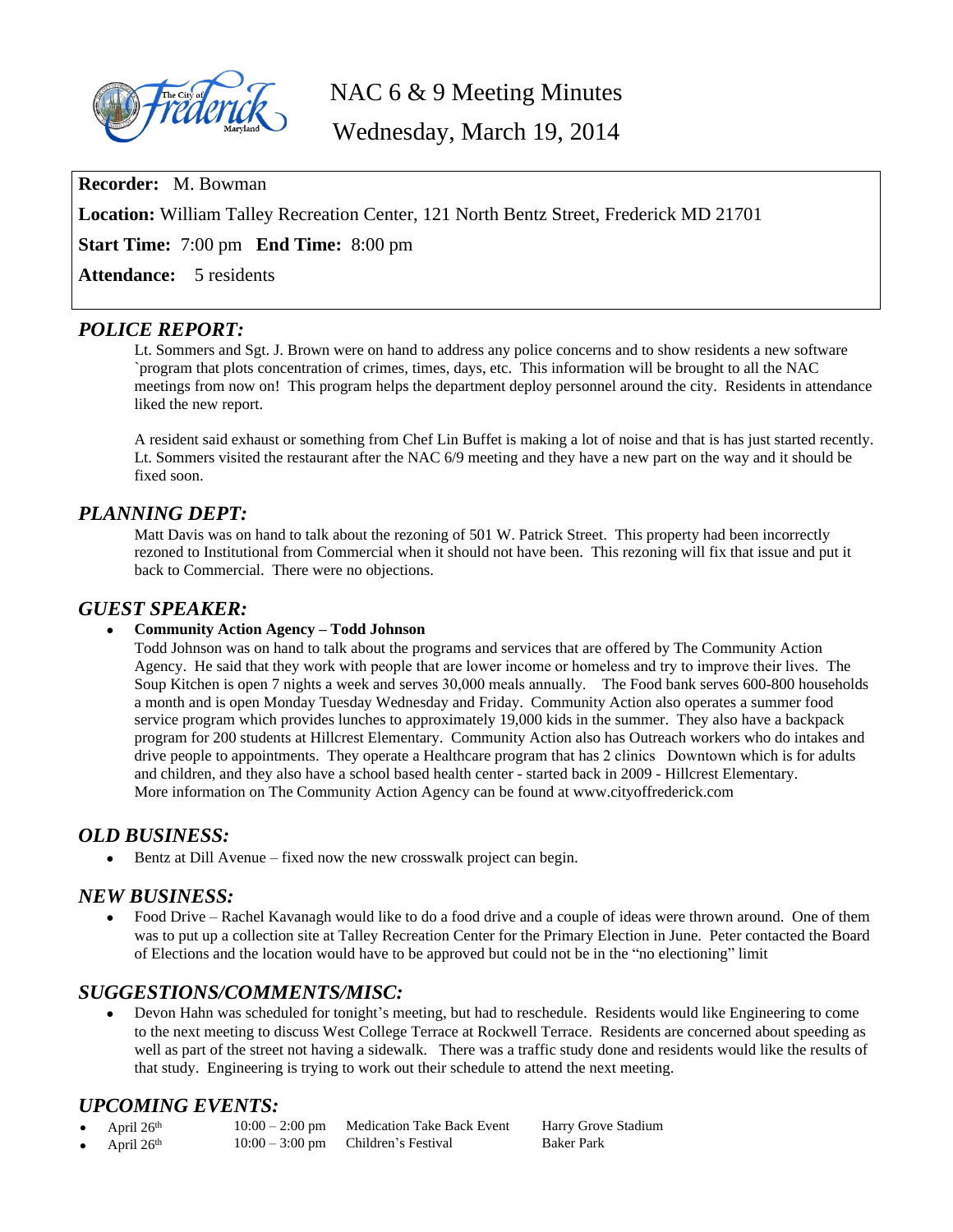# NAC 6 & 9 Meeting Minutes

## Wednesday, March 19, 2014

**Recorder:** M. Bowman

**Location:** William Talley Recreation Center, 121 North Bentz Street, Frederick MD 21701

**Start Time:** 7:00 pm **End Time:** 8:00 pm

**Attendance:** 5 residents

## *POLICE REPORT:*

Lt. Sommers and Sgt. J. Brown were on hand to address any police concerns and to show residents a new software `program that plots concentration of crimes, times, days, etc. This information will be brought to all the NAC meetings from now on! This program helps the department deploy personnel around the city. Residents in attendance liked the new report.

A resident said exhaust or something from Chef Lin Buffet is making a lot of noise and that is has just started recently. Lt. Sommers visited the restaurant after the NAC 6/9 meeting and they have a new part on the way and it should be fixed soon.

## *PLANNING DEPT:*

Matt Davis was on hand to talk about the rezoning of 501 W. Patrick Street. This property had been incorrectly rezoned to Institutional from Commercial when it should not have been. This rezoning will fix that issue and put it back to Commercial. There were no objections.

## *GUEST SPEAKER:*

- **Community Action Agency – Todd Johnson**
  Todd Johnson was on hand to talk about the programs and services that are offered by The Community Action Agency. He said that they work with people that are lower income or homeless and try to improve their lives. The Soup Kitchen is open 7 nights a week and serves 30,000 meals annually. The Food bank serves 600-800 households a month and is open Monday Tuesday Wednesday and Friday. Community Action also operates a summer food service program which provides lunches to approximately 19,000 kids in the summer. They also have a backpack program for 200 students at Hillcrest Elementary. Community Action also has Outreach workers who do intakes and drive people to appointments. They operate a Healthcare program that has 2 clinics Downtown which is for adults and children, and they also have a school based health center - started back in 2009 - Hillcrest Elementary. More information on The Community Action Agency can be found at www.cityoffrederick.com

## *OLD BUSINESS:*

- Bentz at Dill Avenue – fixed now the new crosswalk project can begin.

## *NEW BUSINESS:*

- Food Drive – Rachel Kavanagh would like to do a food drive and a couple of ideas were thrown around. One of them was to put up a collection site at Talley Recreation Center for the Primary Election in June. Peter contacted the Board of Elections and the location would have to be approved but could not be in the "no electioning" limit

## *SUGGESTIONS/COMMENTS/MISC:*

- Devon Hahn was scheduled for tonight's meeting, but had to reschedule. Residents would like Engineering to come to the next meeting to discuss West College Terrace at Rockwell Terrace. Residents are concerned about speeding as well as part of the street not having a sidewalk. There was a traffic study done and residents would like the results of that study. Engineering is trying to work out their schedule to attend the next meeting.

## *UPCOMING EVENTS:*

- April 26th 10:00 – 2:00 pm Medication Take Back Event Harry Grove Stadium
- April 26th 10:00 – 3:00 pm Children's Festival Baker Park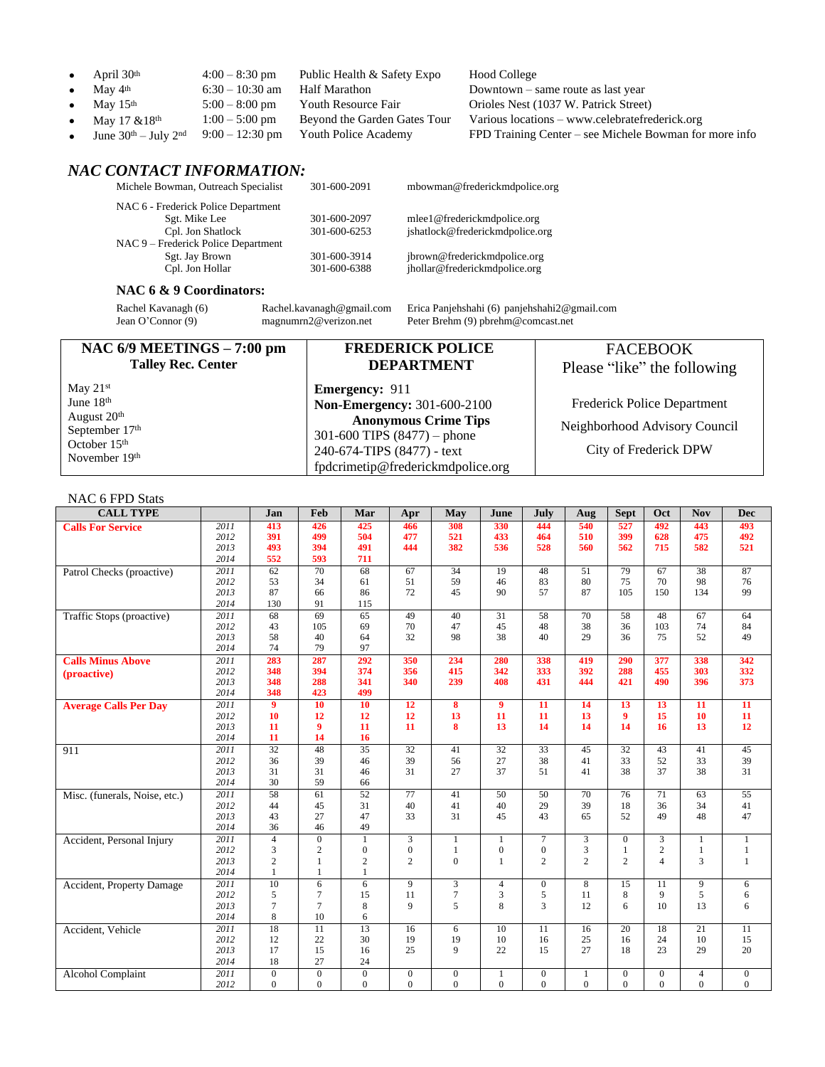- April 30th | 4:00 – 8:30 pm | Public Health & Safety Expo | Hood College
- May 4th | 6:30 – 10:30 am | Half Marathon | Downtown – same route as last year
- May 15th | 5:00 – 8:00 pm | Youth Resource Fair | Orioles Nest (1037 W. Patrick Street)
- May 17 &18th | 1:00 – 5:00 pm | Beyond the Garden Gates Tour | Various locations – www.celebratefrederick.org
- June 30th – July 2nd | 9:00 – 12:30 pm | Youth Police Academy | FPD Training Center – see Michele Bowman for more info

## *NAC CONTACT INFORMATION:*

| | | |
|---|---|---|
| Michele Bowman, Outreach Specialist | 301-600-2091 | mbowman@frederickmdpolice.org |
| NAC 6 - Frederick Police Department | | |
| Sgt. Mike Lee | 301-600-2097 | mlee1@frederickmdpolice.org |
| Cpl. Jon Shatlock | 301-600-6253 | jshatlock@frederickmdpolice.org |
| NAC 9 – Frederick Police Department | | |
| Sgt. Jay Brown | 301-600-3914 | jbrown@frederickmdpolice.org |
| Cpl. Jon Hollar | 301-600-6388 | jhollar@frederickmdpolice.org |

### NAC 6 & 9 Coordinators:

| | | |
|---|---|---|
| Rachel Kavanagh (6) | Rachel.kavanagh@gmail.com | Erica Panjehshahi (6) panjehshahi2@gmail.com |
| Jean O'Connor (9) | magnumrn2@verizon.net | Peter Brehm (9) pbrehm@comcast.net |

| NAC 6/9 MEETINGS – 7:00 pm<br>Talley Rec. Center | FREDERICK POLICE DEPARTMENT | FACEBOOK<br>Please "like" the following |
|---|---|---|
| May 21st<br>June 18th<br>August 20th<br>September 17th<br>October 15th<br>November 19th | **Emergency:** 911<br>**Non-Emergency:** 301-600-2100<br>**Anonymous Crime Tips**<br>301-600 TIPS (8477) – phone<br>240-674-TIPS (8477) - text<br>fpdcrimetip@frederickmdpolice.org | Frederick Police Department<br>Neighborhood Advisory Council<br>City of Frederick DPW |

NAC 6 FPD Stats

| CALL TYPE | | Jan | Feb | Mar | Apr | May | June | July | Aug | Sept | Oct | Nov | Dec |
|---|---|---|---|---|---|---|---|---|---|---|---|---|---|
| **Calls For Service** | *2011* | **413** | **426** | **425** | **466** | **308** | **330** | **444** | **540** | **527** | **492** | **443** | **493** |
| | *2012* | **391** | **499** | **504** | **477** | **521** | **433** | **464** | **510** | **399** | **628** | **475** | **492** |
| | *2013* | **493** | **394** | **491** | **444** | **382** | **536** | **528** | **560** | **562** | **715** | **582** | **521** |
| | *2014* | **552** | **593** | **711** | | | | | | | | | |
| Patrol Checks (proactive) | *2011* | 62 | 70 | 68 | 67 | 34 | 19 | 48 | 51 | 79 | 67 | 38 | 87 |
| | *2012* | 53 | 34 | 61 | 51 | 59 | 46 | 83 | 80 | 75 | 70 | 98 | 76 |
| | *2013* | 87 | 66 | 86 | 72 | 45 | 90 | 57 | 87 | 105 | 150 | 134 | 99 |
| | *2014* | 130 | 91 | 115 | | | | | | | | | |
| Traffic Stops (proactive) | *2011* | 68 | 69 | 65 | 49 | 40 | 31 | 58 | 70 | 58 | 48 | 67 | 64 |
| | *2012* | 43 | 105 | 69 | 70 | 47 | 45 | 48 | 38 | 36 | 103 | 74 | 84 |
| | *2013* | 58 | 40 | 64 | 32 | 98 | 38 | 40 | 29 | 36 | 75 | 52 | 49 |
| | *2014* | 74 | 79 | 97 | | | | | | | | | |
| **Calls Minus Above (proactive)** | *2011* | **283** | **287** | **292** | **350** | **234** | **280** | **338** | **419** | **290** | **377** | **338** | **342** |
| | *2012* | **348** | **394** | **374** | **356** | **415** | **342** | **333** | **392** | **288** | **455** | **303** | **332** |
| | *2013* | **348** | **288** | **341** | **340** | **239** | **408** | **431** | **444** | **421** | **490** | **396** | **373** |
| | *2014* | **348** | **423** | **499** | | | | | | | | | |
| **Average Calls Per Day** | *2011* | **9** | **10** | **10** | **12** | **8** | **9** | **11** | **14** | **13** | **13** | **11** | **11** |
| | *2012* | **10** | **12** | **12** | **12** | **13** | **11** | **11** | **13** | **9** | **15** | **10** | **11** |
| | *2013* | **11** | **9** | **11** | **11** | **8** | **13** | **14** | **14** | **14** | **16** | **13** | **12** |
| | *2014* | **11** | **14** | **16** | | | | | | | | | |
| 911 | *2011* | 32 | 48 | 35 | 32 | 41 | 32 | 33 | 45 | 32 | 43 | 41 | 45 |
| | *2012* | 36 | 39 | 46 | 39 | 56 | 27 | 38 | 41 | 33 | 52 | 33 | 39 |
| | *2013* | 31 | 31 | 46 | 31 | 27 | 37 | 51 | 41 | 38 | 37 | 38 | 31 |
| | *2014* | 30 | 59 | 66 | | | | | | | | | |
| Misc. (funerals, Noise, etc.) | *2011* | 58 | 61 | 52 | 77 | 41 | 50 | 50 | 70 | 76 | 71 | 63 | 55 |
| | *2012* | 44 | 45 | 31 | 40 | 41 | 40 | 29 | 39 | 18 | 36 | 34 | 41 |
| | *2013* | 43 | 27 | 47 | 33 | 31 | 45 | 43 | 65 | 52 | 49 | 48 | 47 |
| | *2014* | 36 | 46 | 49 | | | | | | | | | |
| Accident, Personal Injury | *2011* | 4 | 0 | 1 | 3 | 1 | 1 | 7 | 3 | 0 | 3 | 1 | 1 |
| | *2012* | 3 | 2 | 0 | 0 | 1 | 0 | 0 | 3 | 1 | 2 | 1 | 1 |
| | *2013* | 2 | 1 | 2 | 2 | 0 | 1 | 2 | 2 | 2 | 4 | 3 | 1 |
| | *2014* | 1 | 1 | 1 | | | | | | | | | |
| Accident, Property Damage | *2011* | 10 | 6 | 6 | 9 | 3 | 4 | 0 | 8 | 15 | 11 | 9 | 6 |
| | *2012* | 5 | 7 | 15 | 11 | 7 | 3 | 5 | 11 | 8 | 9 | 5 | 6 |
| | *2013* | 7 | 7 | 8 | 9 | 5 | 8 | 3 | 12 | 6 | 10 | 13 | 6 |
| | *2014* | 8 | 10 | 6 | | | | | | | | | |
| Accident, Vehicle | *2011* | 18 | 11 | 13 | 16 | 6 | 10 | 11 | 16 | 20 | 18 | 21 | 11 |
| | *2012* | 12 | 22 | 30 | 19 | 19 | 10 | 16 | 25 | 16 | 24 | 10 | 15 |
| | *2013* | 17 | 15 | 16 | 25 | 9 | 22 | 15 | 27 | 18 | 23 | 29 | 20 |
| | *2014* | 18 | 27 | 24 | | | | | | | | | |
| Alcohol Complaint | *2011* | 0 | 0 | 0 | 0 | 0 | 1 | 0 | 1 | 0 | 0 | 4 | 0 |
| | *2012* | 0 | 0 | 0 | 0 | 0 | 0 | 0 | 0 | 0 | 0 | 0 | 0 |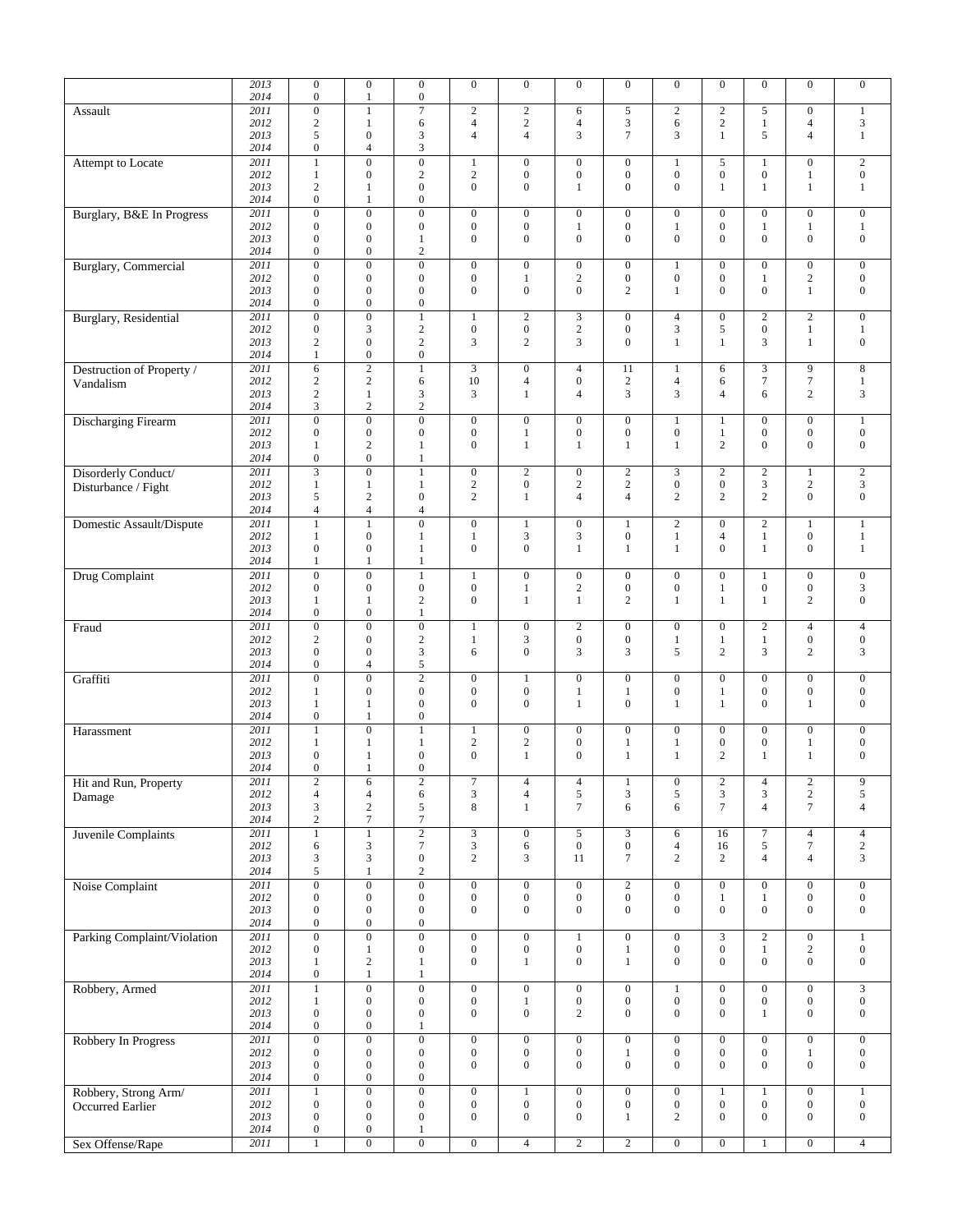| | | | | | | | | | | | | | |
|---|---|---|---|---|---|---|---|---|---|---|---|---|---|
| | 2013 | 0 | 0 | 0 | 0 | 0 | 0 | 0 | 0 | 0 | 0 | 0 | 0 |
| | 2014 | 0 | 1 | 0 | | | | | | | | | |
| Assault | 2011 | 0 | 1 | 7 | 2 | 2 | 6 | 5 | 2 | 2 | 5 | 0 | 1 |
| | 2012 | 2 | 1 | 6 | 4 | 2 | 4 | 3 | 6 | 2 | 1 | 4 | 3 |
| | 2013 | 5 | 0 | 3 | 4 | 4 | 3 | 7 | 3 | 1 | 5 | 4 | 1 |
| | 2014 | 0 | 4 | 3 | | | | | | | | | |
| Attempt to Locate | 2011 | 1 | 0 | 0 | 1 | 0 | 0 | 0 | 1 | 5 | 1 | 0 | 2 |
| | 2012 | 1 | 0 | 2 | 2 | 0 | 0 | 0 | 0 | 0 | 0 | 1 | 0 |
| | 2013 | 2 | 1 | 0 | 0 | 0 | 1 | 0 | 0 | 1 | 1 | 1 | 1 |
| | 2014 | 0 | 1 | 0 | | | | | | | | | |
| Burglary, B&E In Progress | 2011 | 0 | 0 | 0 | 0 | 0 | 0 | 0 | 0 | 0 | 0 | 0 | 0 |
| | 2012 | 0 | 0 | 0 | 0 | 0 | 1 | 0 | 1 | 0 | 1 | 1 | 1 |
| | 2013 | 0 | 0 | 1 | 0 | 0 | 0 | 0 | 0 | 0 | 0 | 0 | 0 |
| | 2014 | 0 | 0 | 2 | | | | | | | | | |
| Burglary, Commercial | 2011 | 0 | 0 | 0 | 0 | 0 | 0 | 0 | 1 | 0 | 0 | 0 | 0 |
| | 2012 | 0 | 0 | 0 | 0 | 1 | 2 | 0 | 0 | 0 | 1 | 2 | 0 |
| | 2013 | 0 | 0 | 0 | 0 | 0 | 0 | 2 | 1 | 0 | 0 | 1 | 0 |
| | 2014 | 0 | 0 | 0 | | | | | | | | | |
| Burglary, Residential | 2011 | 0 | 0 | 1 | 1 | 2 | 3 | 0 | 4 | 0 | 2 | 2 | 0 |
| | 2012 | 0 | 3 | 2 | 0 | 0 | 2 | 0 | 3 | 5 | 0 | 1 | 1 |
| | 2013 | 2 | 0 | 2 | 3 | 2 | 3 | 0 | 1 | 1 | 3 | 1 | 0 |
| | 2014 | 1 | 0 | 0 | | | | | | | | | |
| Destruction of Property / Vandalism | 2011 | 6 | 2 | 1 | 3 | 0 | 4 | 11 | 1 | 6 | 3 | 9 | 8 |
| | 2012 | 2 | 2 | 6 | 10 | 4 | 0 | 2 | 4 | 6 | 7 | 7 | 1 |
| | 2013 | 2 | 1 | 3 | 3 | 1 | 4 | 3 | 3 | 4 | 6 | 2 | 3 |
| | 2014 | 3 | 2 | 2 | | | | | | | | | |
| Discharging Firearm | 2011 | 0 | 0 | 0 | 0 | 0 | 0 | 0 | 1 | 1 | 0 | 0 | 1 |
| | 2012 | 0 | 0 | 0 | 0 | 1 | 0 | 0 | 0 | 1 | 0 | 0 | 0 |
| | 2013 | 1 | 2 | 1 | 0 | 1 | 1 | 1 | 1 | 2 | 0 | 0 | 0 |
| | 2014 | 0 | 0 | 1 | | | | | | | | | |
| Disorderly Conduct/ Disturbance / Fight | 2011 | 3 | 0 | 1 | 0 | 2 | 0 | 2 | 3 | 2 | 2 | 1 | 2 |
| | 2012 | 1 | 1 | 1 | 2 | 0 | 2 | 2 | 0 | 0 | 3 | 2 | 3 |
| | 2013 | 5 | 2 | 0 | 2 | 1 | 4 | 4 | 2 | 2 | 2 | 0 | 0 |
| | 2014 | 4 | 4 | 4 | | | | | | | | | |
| Domestic Assault/Dispute | 2011 | 1 | 1 | 0 | 0 | 1 | 0 | 1 | 2 | 0 | 2 | 1 | 1 |
| | 2012 | 1 | 0 | 1 | 1 | 3 | 3 | 0 | 1 | 4 | 1 | 0 | 1 |
| | 2013 | 0 | 0 | 1 | 0 | 0 | 1 | 1 | 1 | 0 | 1 | 0 | 1 |
| | 2014 | 1 | 1 | 1 | | | | | | | | | |
| Drug Complaint | 2011 | 0 | 0 | 1 | 1 | 0 | 0 | 0 | 0 | 0 | 1 | 0 | 0 |
| | 2012 | 0 | 0 | 0 | 0 | 1 | 2 | 0 | 0 | 1 | 0 | 0 | 3 |
| | 2013 | 1 | 1 | 2 | 0 | 1 | 1 | 2 | 1 | 1 | 1 | 2 | 0 |
| | 2014 | 0 | 0 | 1 | | | | | | | | | |
| Fraud | 2011 | 0 | 0 | 0 | 1 | 0 | 2 | 0 | 0 | 0 | 2 | 4 | 4 |
| | 2012 | 2 | 0 | 2 | 1 | 3 | 0 | 0 | 1 | 1 | 1 | 0 | 0 |
| | 2013 | 0 | 0 | 3 | 6 | 0 | 3 | 3 | 5 | 2 | 3 | 2 | 3 |
| | 2014 | 0 | 4 | 5 | | | | | | | | | |
| Graffiti | 2011 | 0 | 0 | 2 | 0 | 1 | 0 | 0 | 0 | 0 | 0 | 0 | 0 |
| | 2012 | 1 | 0 | 0 | 0 | 0 | 1 | 1 | 0 | 1 | 0 | 0 | 0 |
| | 2013 | 1 | 1 | 0 | 0 | 0 | 1 | 0 | 1 | 1 | 0 | 1 | 0 |
| | 2014 | 0 | 1 | 0 | | | | | | | | | |
| Harassment | 2011 | 1 | 0 | 1 | 1 | 0 | 0 | 0 | 0 | 0 | 0 | 0 | 0 |
| | 2012 | 1 | 1 | 1 | 2 | 2 | 0 | 1 | 1 | 0 | 0 | 1 | 0 |
| | 2013 | 0 | 1 | 0 | 0 | 1 | 0 | 1 | 1 | 2 | 1 | 1 | 0 |
| | 2014 | 0 | 1 | 0 | | | | | | | | | |
| Hit and Run, Property Damage | 2011 | 2 | 6 | 2 | 7 | 4 | 4 | 1 | 0 | 2 | 4 | 2 | 9 |
| | 2012 | 4 | 4 | 6 | 3 | 4 | 5 | 3 | 5 | 3 | 3 | 2 | 5 |
| | 2013 | 3 | 2 | 5 | 8 | 1 | 7 | 6 | 6 | 7 | 4 | 7 | 4 |
| | 2014 | 2 | 7 | 7 | | | | | | | | | |
| Juvenile Complaints | 2011 | 1 | 1 | 2 | 3 | 0 | 5 | 3 | 6 | 16 | 7 | 4 | 4 |
| | 2012 | 6 | 3 | 7 | 3 | 6 | 0 | 0 | 4 | 16 | 5 | 7 | 2 |
| | 2013 | 3 | 3 | 0 | 2 | 3 | 11 | 7 | 2 | 2 | 4 | 4 | 3 |
| | 2014 | 5 | 1 | 2 | | | | | | | | | |
| Noise Complaint | 2011 | 0 | 0 | 0 | 0 | 0 | 0 | 2 | 0 | 0 | 0 | 0 | 0 |
| | 2012 | 0 | 0 | 0 | 0 | 0 | 0 | 0 | 0 | 1 | 1 | 0 | 0 |
| | 2013 | 0 | 0 | 0 | 0 | 0 | 0 | 0 | 0 | 0 | 0 | 0 | 0 |
| | 2014 | 0 | 0 | 0 | | | | | | | | | |
| Parking Complaint/Violation | 2011 | 0 | 0 | 0 | 0 | 0 | 1 | 0 | 0 | 3 | 2 | 0 | 1 |
| | 2012 | 0 | 1 | 0 | 0 | 0 | 0 | 1 | 0 | 0 | 1 | 2 | 0 |
| | 2013 | 1 | 2 | 1 | 0 | 1 | 0 | 1 | 0 | 0 | 0 | 0 | 0 |
| | 2014 | 0 | 1 | 1 | | | | | | | | | |
| Robbery, Armed | 2011 | 1 | 0 | 0 | 0 | 0 | 0 | 0 | 1 | 0 | 0 | 0 | 3 |
| | 2012 | 1 | 0 | 0 | 0 | 1 | 0 | 0 | 0 | 0 | 0 | 0 | 0 |
| | 2013 | 0 | 0 | 0 | 0 | 0 | 2 | 0 | 0 | 0 | 1 | 0 | 0 |
| | 2014 | 0 | 0 | 1 | | | | | | | | | |
| Robbery In Progress | 2011 | 0 | 0 | 0 | 0 | 0 | 0 | 0 | 0 | 0 | 0 | 0 | 0 |
| | 2012 | 0 | 0 | 0 | 0 | 0 | 0 | 1 | 0 | 0 | 0 | 1 | 0 |
| | 2013 | 0 | 0 | 0 | 0 | 0 | 0 | 0 | 0 | 0 | 0 | 0 | 0 |
| | 2014 | 0 | 0 | 0 | | | | | | | | | |
| Robbery, Strong Arm/ Occurred Earlier | 2011 | 1 | 0 | 0 | 0 | 1 | 0 | 0 | 0 | 1 | 1 | 0 | 1 |
| | 2012 | 0 | 0 | 0 | 0 | 0 | 0 | 0 | 0 | 0 | 0 | 0 | 0 |
| | 2013 | 0 | 0 | 0 | 0 | 0 | 0 | 1 | 2 | 0 | 0 | 0 | 0 |
| | 2014 | 0 | 0 | 1 | | | | | | | | | |
| Sex Offense/Rape | 2011 | 1 | 0 | 0 | 0 | 4 | 2 | 2 | 0 | 0 | 1 | 0 | 4 |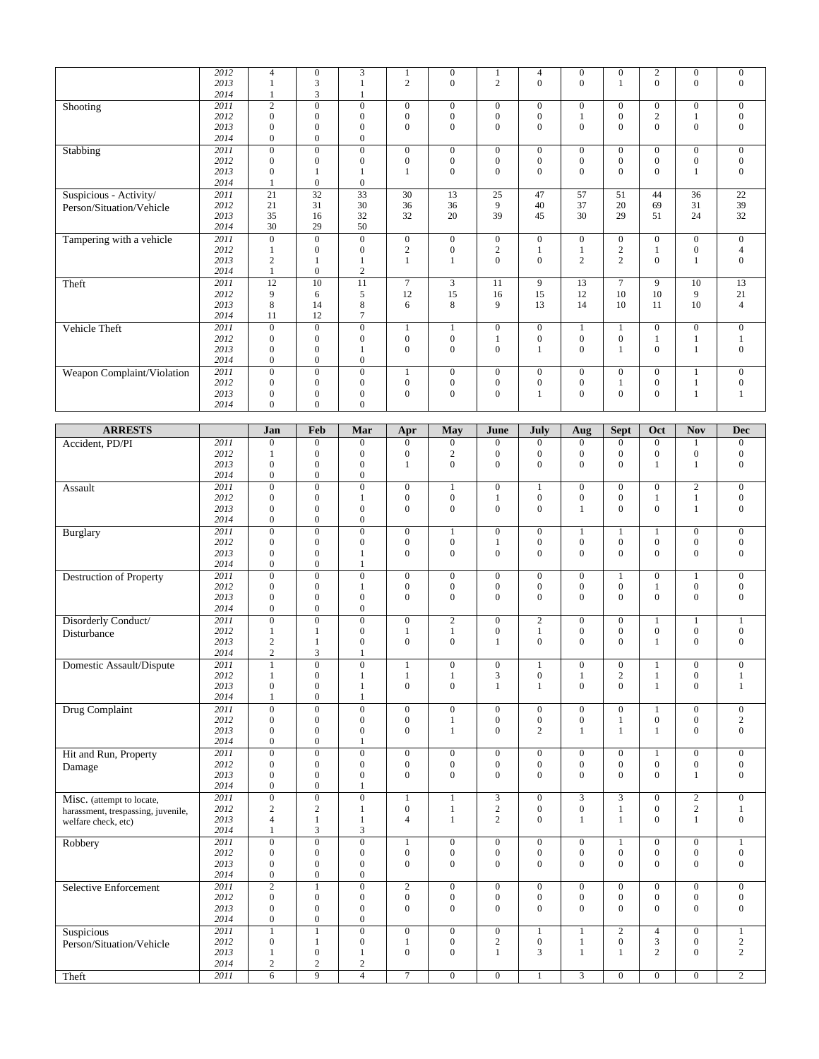| | | | | | | | | | | | | | |
|---|---|---|---|---|---|---|---|---|---|---|---|---|---|
| | 2012 | 4 | 0 | 3 | 1 | 0 | 1 | 4 | 0 | 0 | 2 | 0 | 0 |
| | 2013 | 1 | 3 | 1 | 2 | 0 | 2 | 0 | 0 | 1 | 0 | 0 | 0 |
| | 2014 | 1 | 3 | 1 | | | | | | | | | |
| Shooting | 2011 | 2 | 0 | 0 | 0 | 0 | 0 | 0 | 0 | 0 | 0 | 0 | 0 |
| | 2012 | 0 | 0 | 0 | 0 | 0 | 0 | 0 | 1 | 0 | 2 | 1 | 0 |
| | 2013 | 0 | 0 | 0 | 0 | 0 | 0 | 0 | 0 | 0 | 0 | 0 | 0 |
| | 2014 | 0 | 0 | 0 | | | | | | | | | |
| Stabbing | 2011 | 0 | 0 | 0 | 0 | 0 | 0 | 0 | 0 | 0 | 0 | 0 | 0 |
| | 2012 | 0 | 0 | 0 | 0 | 0 | 0 | 0 | 0 | 0 | 0 | 0 | 0 |
| | 2013 | 0 | 1 | 1 | 1 | 0 | 0 | 0 | 0 | 0 | 0 | 1 | 0 |
| | 2014 | 1 | 0 | 0 | | | | | | | | | |
| Suspicious - Activity/ Person/Situation/Vehicle | 2011 | 21 | 32 | 33 | 30 | 13 | 25 | 47 | 57 | 51 | 44 | 36 | 22 |
| | 2012 | 21 | 31 | 30 | 36 | 36 | 9 | 40 | 37 | 20 | 69 | 31 | 39 |
| | 2013 | 35 | 16 | 32 | 32 | 20 | 39 | 45 | 30 | 29 | 51 | 24 | 32 |
| | 2014 | 30 | 29 | 50 | | | | | | | | | |
| Tampering with a vehicle | 2011 | 0 | 0 | 0 | 0 | 0 | 0 | 0 | 0 | 0 | 0 | 0 | 0 |
| | 2012 | 1 | 0 | 0 | 2 | 0 | 2 | 1 | 1 | 2 | 1 | 0 | 4 |
| | 2013 | 2 | 1 | 1 | 1 | 1 | 0 | 0 | 2 | 2 | 0 | 1 | 0 |
| | 2014 | 1 | 0 | 2 | | | | | | | | | |
| Theft | 2011 | 12 | 10 | 11 | 7 | 3 | 11 | 9 | 13 | 7 | 9 | 10 | 13 |
| | 2012 | 9 | 6 | 5 | 12 | 15 | 16 | 15 | 12 | 10 | 10 | 9 | 21 |
| | 2013 | 8 | 14 | 8 | 6 | 8 | 9 | 13 | 14 | 10 | 11 | 10 | 4 |
| | 2014 | 11 | 12 | 7 | | | | | | | | | |
| Vehicle Theft | 2011 | 0 | 0 | 0 | 1 | 1 | 0 | 0 | 1 | 1 | 0 | 0 | 0 |
| | 2012 | 0 | 0 | 0 | 0 | 0 | 1 | 0 | 0 | 0 | 1 | 1 | 1 |
| | 2013 | 0 | 0 | 1 | 0 | 0 | 0 | 1 | 0 | 1 | 0 | 1 | 0 |
| | 2014 | 0 | 0 | 0 | | | | | | | | | |
| Weapon Complaint/Violation | 2011 | 0 | 0 | 0 | 1 | 0 | 0 | 0 | 0 | 0 | 0 | 1 | 0 |
| | 2012 | 0 | 0 | 0 | 0 | 0 | 0 | 0 | 0 | 1 | 0 | 1 | 0 |
| | 2013 | 0 | 0 | 0 | 0 | 0 | 0 | 1 | 0 | 0 | 0 | 1 | 1 |
| | 2014 | 0 | 0 | 0 | | | | | | | | | |

| ARRESTS | | Jan | Feb | Mar | Apr | May | June | July | Aug | Sept | Oct | Nov | Dec |
|---|---|---|---|---|---|---|---|---|---|---|---|---|---|
| Accident, PD/PI | 2011 | 0 | 0 | 0 | 0 | 0 | 0 | 0 | 0 | 0 | 0 | 1 | 0 |
| | 2012 | 1 | 0 | 0 | 0 | 2 | 0 | 0 | 0 | 0 | 0 | 0 | 0 |
| | 2013 | 0 | 0 | 0 | 1 | 0 | 0 | 0 | 0 | 0 | 1 | 1 | 0 |
| | 2014 | 0 | 0 | 0 | | | | | | | | | |
| Assault | 2011 | 0 | 0 | 0 | 0 | 1 | 0 | 1 | 0 | 0 | 0 | 2 | 0 |
| | 2012 | 0 | 0 | 1 | 0 | 0 | 1 | 0 | 0 | 0 | 1 | 1 | 0 |
| | 2013 | 0 | 0 | 0 | 0 | 0 | 0 | 0 | 1 | 0 | 0 | 1 | 0 |
| | 2014 | 0 | 0 | 0 | | | | | | | | | |
| Burglary | 2011 | 0 | 0 | 0 | 0 | 1 | 0 | 0 | 1 | 1 | 1 | 0 | 0 |
| | 2012 | 0 | 0 | 0 | 0 | 0 | 1 | 0 | 0 | 0 | 0 | 0 | 0 |
| | 2013 | 0 | 0 | 1 | 0 | 0 | 0 | 0 | 0 | 0 | 0 | 0 | 0 |
| | 2014 | 0 | 0 | 1 | | | | | | | | | |
| Destruction of Property | 2011 | 0 | 0 | 0 | 0 | 0 | 0 | 0 | 0 | 1 | 0 | 1 | 0 |
| | 2012 | 0 | 0 | 1 | 0 | 0 | 0 | 0 | 0 | 0 | 1 | 0 | 0 |
| | 2013 | 0 | 0 | 0 | 0 | 0 | 0 | 0 | 0 | 0 | 0 | 0 | 0 |
| | 2014 | 0 | 0 | 0 | | | | | | | | | |
| Disorderly Conduct/ Disturbance | 2011 | 0 | 0 | 0 | 0 | 2 | 0 | 2 | 0 | 0 | 1 | 1 | 1 |
| | 2012 | 1 | 1 | 0 | 1 | 1 | 0 | 1 | 0 | 0 | 0 | 0 | 0 |
| | 2013 | 2 | 1 | 0 | 0 | 0 | 1 | 0 | 0 | 0 | 1 | 0 | 0 |
| | 2014 | 2 | 3 | 1 | | | | | | | | | |
| Domestic Assault/Dispute | 2011 | 1 | 0 | 0 | 1 | 0 | 0 | 1 | 0 | 0 | 1 | 0 | 0 |
| | 2012 | 1 | 0 | 1 | 1 | 1 | 3 | 0 | 1 | 2 | 1 | 0 | 1 |
| | 2013 | 0 | 0 | 1 | 0 | 0 | 1 | 1 | 0 | 0 | 1 | 0 | 1 |
| | 2014 | 1 | 0 | 1 | | | | | | | | | |
| Drug Complaint | 2011 | 0 | 0 | 0 | 0 | 0 | 0 | 0 | 0 | 0 | 1 | 0 | 0 |
| | 2012 | 0 | 0 | 0 | 0 | 1 | 0 | 0 | 0 | 1 | 0 | 0 | 2 |
| | 2013 | 0 | 0 | 0 | 0 | 1 | 0 | 2 | 1 | 1 | 1 | 0 | 0 |
| | 2014 | 0 | 0 | 1 | | | | | | | | | |
| Hit and Run, Property Damage | 2011 | 0 | 0 | 0 | 0 | 0 | 0 | 0 | 0 | 0 | 1 | 0 | 0 |
| | 2012 | 0 | 0 | 0 | 0 | 0 | 0 | 0 | 0 | 0 | 0 | 0 | 0 |
| | 2013 | 0 | 0 | 0 | 0 | 0 | 0 | 0 | 0 | 0 | 0 | 1 | 0 |
| | 2014 | 0 | 0 | 1 | | | | | | | | | |
| Misc. (attempt to locate, harassment, trespassing, juvenile, welfare check, etc) | 2011 | 0 | 0 | 0 | 1 | 1 | 3 | 0 | 3 | 3 | 0 | 2 | 0 |
| | 2012 | 2 | 2 | 1 | 0 | 1 | 2 | 0 | 0 | 1 | 0 | 2 | 1 |
| | 2013 | 4 | 1 | 1 | 4 | 1 | 2 | 0 | 1 | 1 | 0 | 1 | 0 |
| | 2014 | 1 | 3 | 3 | | | | | | | | | |
| Robbery | 2011 | 0 | 0 | 0 | 1 | 0 | 0 | 0 | 0 | 1 | 0 | 0 | 1 |
| | 2012 | 0 | 0 | 0 | 0 | 0 | 0 | 0 | 0 | 0 | 0 | 0 | 0 |
| | 2013 | 0 | 0 | 0 | 0 | 0 | 0 | 0 | 0 | 0 | 0 | 0 | 0 |
| | 2014 | 0 | 0 | 0 | | | | | | | | | |
| Selective Enforcement | 2011 | 2 | 1 | 0 | 2 | 0 | 0 | 0 | 0 | 0 | 0 | 0 | 0 |
| | 2012 | 0 | 0 | 0 | 0 | 0 | 0 | 0 | 0 | 0 | 0 | 0 | 0 |
| | 2013 | 0 | 0 | 0 | 0 | 0 | 0 | 0 | 0 | 0 | 0 | 0 | 0 |
| | 2014 | 0 | 0 | 0 | | | | | | | | | |
| Suspicious Person/Situation/Vehicle | 2011 | 1 | 1 | 0 | 0 | 0 | 0 | 1 | 1 | 2 | 4 | 0 | 1 |
| | 2012 | 0 | 1 | 0 | 1 | 0 | 2 | 0 | 1 | 0 | 3 | 0 | 2 |
| | 2013 | 1 | 0 | 1 | 0 | 0 | 1 | 3 | 1 | 1 | 2 | 0 | 2 |
| | 2014 | 2 | 2 | 2 | | | | | | | | | |
| Theft | 2011 | 6 | 9 | 4 | 7 | 0 | 0 | 1 | 3 | 0 | 0 | 0 | 2 |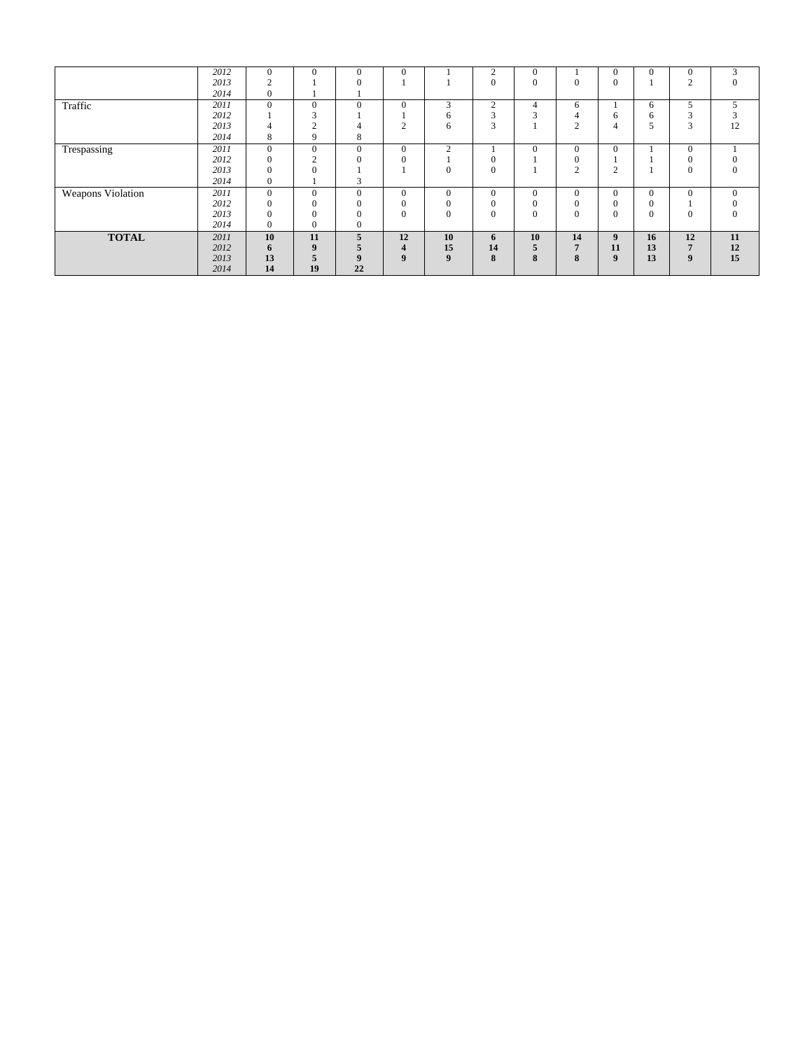| | 2012 | 0 | 0 | 0 | 0 | 1 | 2 | 0 | 1 | 0 | 0 | 0 | 3 |
|---|---|---|---|---|---|---|---|---|---|---|---|---|---|
| | 2013 | 2 | 1 | 0 | 1 | 1 | 0 | 0 | 0 | 0 | 1 | 2 | 0 |
| | 2014 | 0 | 1 | 1 | | | | | | | | | |
| Traffic | 2011 | 0 | 0 | 0 | 0 | 3 | 2 | 4 | 6 | 1 | 6 | 5 | 5 |
| | 2012 | 1 | 3 | 1 | 1 | 6 | 3 | 3 | 4 | 6 | 6 | 3 | 3 |
| | 2013 | 4 | 2 | 4 | 2 | 6 | 3 | 1 | 2 | 4 | 5 | 3 | 12 |
| | 2014 | 8 | 9 | 8 | | | | | | | | | |
| Trespassing | 2011 | 0 | 0 | 0 | 0 | 2 | 1 | 0 | 0 | 0 | 1 | 0 | 1 |
| | 2012 | 0 | 2 | 0 | 0 | 1 | 0 | 1 | 0 | 1 | 1 | 0 | 0 |
| | 2013 | 0 | 0 | 1 | 1 | 0 | 0 | 1 | 2 | 2 | 1 | 0 | 0 |
| | 2014 | 0 | 1 | 3 | | | | | | | | | |
| Weapons Violation | 2011 | 0 | 0 | 0 | 0 | 0 | 0 | 0 | 0 | 0 | 0 | 0 | 0 |
| | 2012 | 0 | 0 | 0 | 0 | 0 | 0 | 0 | 0 | 0 | 0 | 1 | 0 |
| | 2013 | 0 | 0 | 0 | 0 | 0 | 0 | 0 | 0 | 0 | 0 | 0 | 0 |
| | 2014 | 0 | 0 | 0 | | | | | | | | | |
| **TOTAL** | 2011 | **10** | **11** | **5** | **12** | **10** | **6** | **10** | **14** | **9** | **16** | **12** | **11** |
| | 2012 | **6** | **9** | **5** | **4** | **15** | **14** | **5** | **7** | **11** | **13** | **7** | **12** |
| | 2013 | **13** | **5** | **9** | **9** | **9** | **8** | **8** | **8** | **9** | **13** | **9** | **15** |
| | 2014 | **14** | **19** | **22** | | | | | | | | | |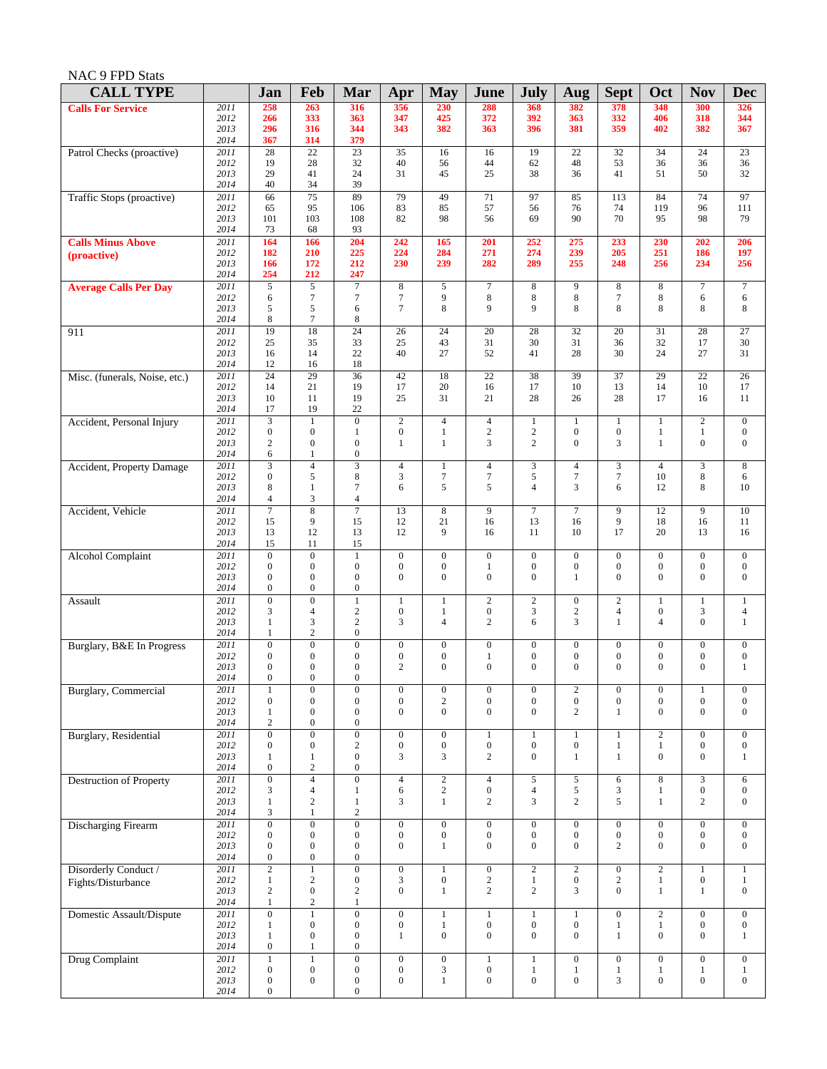NAC 9 FPD Stats

| CALL TYPE | | Jan | Feb | Mar | Apr | May | June | July | Aug | Sept | Oct | Nov | Dec |
|---|---|---|---|---|---|---|---|---|---|---|---|---|---|
| **Calls For Service** | 2011 | 258 | 263 | 316 | 356 | 230 | 288 | 368 | 382 | 378 | 348 | 300 | 326 |
| | 2012 | 266 | 333 | 363 | 347 | 425 | 372 | 392 | 363 | 332 | 406 | 318 | 344 |
| | 2013 | 296 | 316 | 344 | 343 | 382 | 363 | 396 | 381 | 359 | 402 | 382 | 367 |
| | 2014 | 367 | 314 | 379 | | | | | | | | | |
| Patrol Checks (proactive) | 2011 | 28 | 22 | 23 | 35 | 16 | 16 | 19 | 22 | 32 | 34 | 24 | 23 |
| | 2012 | 19 | 28 | 32 | 40 | 56 | 44 | 62 | 48 | 53 | 36 | 36 | 36 |
| | 2013 | 29 | 41 | 24 | 31 | 45 | 25 | 38 | 36 | 41 | 51 | 50 | 32 |
| | 2014 | 40 | 34 | 39 | | | | | | | | | |
| Traffic Stops (proactive) | 2011 | 66 | 75 | 89 | 79 | 49 | 71 | 97 | 85 | 113 | 84 | 74 | 97 |
| | 2012 | 65 | 95 | 106 | 83 | 85 | 57 | 56 | 76 | 74 | 119 | 96 | 111 |
| | 2013 | 101 | 103 | 108 | 82 | 98 | 56 | 69 | 90 | 70 | 95 | 98 | 79 |
| | 2014 | 73 | 68 | 93 | | | | | | | | | |
| **Calls Minus Above (proactive)** | 2011 | 164 | 166 | 204 | 242 | 165 | 201 | 252 | 275 | 233 | 230 | 202 | 206 |
| | 2012 | 182 | 210 | 225 | 224 | 284 | 271 | 274 | 239 | 205 | 251 | 186 | 197 |
| | 2013 | 166 | 172 | 212 | 230 | 239 | 282 | 289 | 255 | 248 | 256 | 234 | 256 |
| | 2014 | 254 | 212 | 247 | | | | | | | | | |
| **Average Calls Per Day** | 2011 | 5 | 5 | 7 | 8 | 5 | 7 | 8 | 9 | 8 | 8 | 7 | 7 |
| | 2012 | 6 | 7 | 7 | 7 | 9 | 8 | 8 | 8 | 7 | 8 | 6 | 6 |
| | 2013 | 5 | 5 | 6 | 7 | 8 | 9 | 9 | 8 | 8 | 8 | 8 | 8 |
| | 2014 | 8 | 7 | 8 | | | | | | | | | |
| 911 | 2011 | 19 | 18 | 24 | 26 | 24 | 20 | 28 | 32 | 20 | 31 | 28 | 27 |
| | 2012 | 25 | 35 | 33 | 25 | 43 | 31 | 30 | 31 | 36 | 32 | 17 | 30 |
| | 2013 | 16 | 14 | 22 | 40 | 27 | 52 | 41 | 28 | 30 | 24 | 27 | 31 |
| | 2014 | 12 | 16 | 18 | | | | | | | | | |
| Misc. (funerals, Noise, etc.) | 2011 | 24 | 29 | 36 | 42 | 18 | 22 | 38 | 39 | 37 | 29 | 22 | 26 |
| | 2012 | 14 | 21 | 19 | 17 | 20 | 16 | 17 | 10 | 13 | 14 | 10 | 17 |
| | 2013 | 10 | 11 | 19 | 25 | 31 | 21 | 28 | 26 | 28 | 17 | 16 | 11 |
| | 2014 | 17 | 19 | 22 | | | | | | | | | |
| Accident, Personal Injury | 2011 | 3 | 1 | 0 | 2 | 4 | 4 | 1 | 1 | 1 | 1 | 2 | 0 |
| | 2012 | 0 | 0 | 1 | 0 | 1 | 2 | 2 | 0 | 0 | 1 | 1 | 0 |
| | 2013 | 2 | 0 | 0 | 1 | 1 | 3 | 2 | 0 | 3 | 1 | 0 | 0 |
| | 2014 | 6 | 1 | 0 | | | | | | | | | |
| Accident, Property Damage | 2011 | 3 | 4 | 3 | 4 | 1 | 4 | 3 | 4 | 3 | 4 | 3 | 8 |
| | 2012 | 0 | 5 | 8 | 3 | 7 | 7 | 5 | 7 | 7 | 10 | 8 | 6 |
| | 2013 | 8 | 1 | 7 | 6 | 5 | 5 | 4 | 3 | 6 | 12 | 8 | 10 |
| | 2014 | 4 | 3 | 4 | | | | | | | | | |
| Accident, Vehicle | 2011 | 7 | 8 | 7 | 13 | 8 | 9 | 7 | 7 | 9 | 12 | 9 | 10 |
| | 2012 | 15 | 9 | 15 | 12 | 21 | 16 | 13 | 16 | 9 | 18 | 16 | 11 |
| | 2013 | 13 | 12 | 13 | 12 | 9 | 16 | 11 | 10 | 17 | 20 | 13 | 16 |
| | 2014 | 15 | 11 | 15 | | | | | | | | | |
| Alcohol Complaint | 2011 | 0 | 0 | 1 | 0 | 0 | 0 | 0 | 0 | 0 | 0 | 0 | 0 |
| | 2012 | 0 | 0 | 0 | 0 | 0 | 1 | 0 | 0 | 0 | 0 | 0 | 0 |
| | 2013 | 0 | 0 | 0 | 0 | 0 | 0 | 0 | 1 | 0 | 0 | 0 | 0 |
| | 2014 | 0 | 0 | 0 | | | | | | | | | |
| Assault | 2011 | 0 | 0 | 1 | 1 | 1 | 2 | 2 | 0 | 2 | 1 | 1 | 1 |
| | 2012 | 3 | 4 | 2 | 0 | 1 | 0 | 3 | 2 | 4 | 0 | 3 | 4 |
| | 2013 | 1 | 3 | 2 | 3 | 4 | 2 | 6 | 3 | 1 | 4 | 0 | 1 |
| | 2014 | 1 | 2 | 0 | | | | | | | | | |
| Burglary, B&E In Progress | 2011 | 0 | 0 | 0 | 0 | 0 | 0 | 0 | 0 | 0 | 0 | 0 | 0 |
| | 2012 | 0 | 0 | 0 | 0 | 0 | 1 | 0 | 0 | 0 | 0 | 0 | 0 |
| | 2013 | 0 | 0 | 0 | 2 | 0 | 0 | 0 | 0 | 0 | 0 | 0 | 1 |
| | 2014 | 0 | 0 | 0 | | | | | | | | | |
| Burglary, Commercial | 2011 | 1 | 0 | 0 | 0 | 0 | 0 | 0 | 2 | 0 | 0 | 1 | 0 |
| | 2012 | 0 | 0 | 0 | 0 | 2 | 0 | 0 | 0 | 0 | 0 | 0 | 0 |
| | 2013 | 1 | 0 | 0 | 0 | 0 | 0 | 0 | 2 | 1 | 0 | 0 | 0 |
| | 2014 | 2 | 0 | 0 | | | | | | | | | |
| Burglary, Residential | 2011 | 0 | 0 | 0 | 0 | 0 | 1 | 1 | 1 | 1 | 2 | 0 | 0 |
| | 2012 | 0 | 0 | 2 | 0 | 0 | 0 | 0 | 0 | 1 | 1 | 0 | 0 |
| | 2013 | 1 | 1 | 0 | 3 | 3 | 2 | 0 | 1 | 1 | 0 | 0 | 1 |
| | 2014 | 0 | 2 | 0 | | | | | | | | | |
| Destruction of Property | 2011 | 0 | 4 | 0 | 4 | 2 | 4 | 5 | 5 | 6 | 8 | 3 | 6 |
| | 2012 | 3 | 4 | 1 | 6 | 2 | 0 | 4 | 5 | 3 | 1 | 0 | 0 |
| | 2013 | 1 | 2 | 1 | 3 | 1 | 2 | 3 | 2 | 5 | 1 | 2 | 0 |
| | 2014 | 3 | 1 | 2 | | | | | | | | | |
| Discharging Firearm | 2011 | 0 | 0 | 0 | 0 | 0 | 0 | 0 | 0 | 0 | 0 | 0 | 0 |
| | 2012 | 0 | 0 | 0 | 0 | 0 | 0 | 0 | 0 | 0 | 0 | 0 | 0 |
| | 2013 | 0 | 0 | 0 | 0 | 1 | 0 | 0 | 0 | 2 | 0 | 0 | 0 |
| | 2014 | 0 | 0 | 0 | | | | | | | | | |
| Disorderly Conduct / Fights/Disturbance | 2011 | 2 | 1 | 0 | 0 | 1 | 0 | 2 | 2 | 0 | 2 | 1 | 1 |
| | 2012 | 1 | 2 | 0 | 3 | 0 | 2 | 1 | 0 | 2 | 1 | 0 | 1 |
| | 2013 | 2 | 0 | 2 | 0 | 1 | 2 | 2 | 3 | 0 | 1 | 1 | 0 |
| | 2014 | 1 | 2 | 1 | | | | | | | | | |
| Domestic Assault/Dispute | 2011 | 0 | 1 | 0 | 0 | 1 | 1 | 1 | 1 | 0 | 2 | 0 | 0 |
| | 2012 | 1 | 0 | 0 | 0 | 1 | 0 | 0 | 0 | 1 | 1 | 0 | 0 |
| | 2013 | 1 | 0 | 0 | 1 | 0 | 0 | 0 | 0 | 1 | 0 | 0 | 1 |
| | 2014 | 0 | 1 | 0 | | | | | | | | | |
| Drug Complaint | 2011 | 1 | 1 | 0 | 0 | 0 | 1 | 1 | 0 | 0 | 0 | 0 | 0 |
| | 2012 | 0 | 0 | 0 | 0 | 3 | 0 | 1 | 1 | 1 | 1 | 1 | 1 |
| | 2013 | 0 | 0 | 0 | 0 | 1 | 0 | 0 | 0 | 3 | 0 | 0 | 0 |
| | 2014 | 0 | | 0 | | | | | | | | | |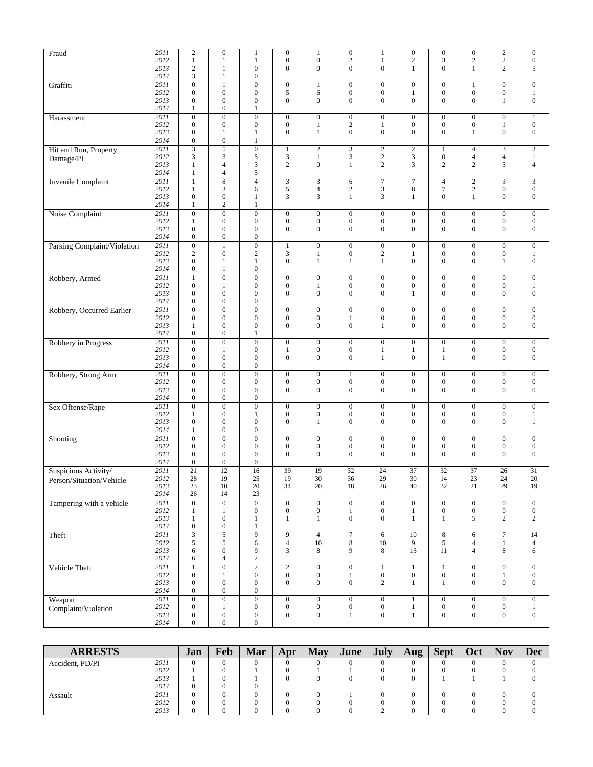| | | | | | | | | | | | | | |
|---|---|---|---|---|---|---|---|---|---|---|---|---|---|
| Fraud | 2011 | 2 | 0 | 1 | 0 | 1 | 0 | 1 | 0 | 0 | 0 | 2 | 0 |
| | 2012 | 1 | 1 | 1 | 0 | 0 | 2 | 1 | 2 | 3 | 2 | 2 | 0 |
| | 2013 | 2 | 1 | 0 | 0 | 0 | 0 | 0 | 1 | 0 | 1 | 2 | 5 |
| | 2014 | 3 | 1 | 0 | | | | | | | | | |
| Graffiti | 2011 | 0 | 1 | 0 | 0 | 1 | 0 | 0 | 0 | 0 | 1 | 0 | 0 |
| | 2012 | 0 | 0 | 0 | 5 | 6 | 0 | 0 | 1 | 0 | 0 | 0 | 1 |
| | 2013 | 0 | 0 | 0 | 0 | 0 | 0 | 0 | 0 | 0 | 0 | 1 | 0 |
| | 2014 | 1 | 0 | 1 | | | | | | | | | |
| Harassment | 2011 | 0 | 0 | 0 | 0 | 0 | 0 | 0 | 0 | 0 | 0 | 0 | 1 |
| | 2012 | 0 | 0 | 0 | 0 | 1 | 2 | 1 | 0 | 0 | 0 | 1 | 0 |
| | 2013 | 0 | 1 | 1 | 0 | 1 | 0 | 0 | 0 | 0 | 1 | 0 | 0 |
| | 2014 | 0 | 0 | 1 | | | | | | | | | |
| Hit and Run, Property Damage/PI | 2011 | 3 | 5 | 0 | 1 | 2 | 3 | 2 | 2 | 1 | 4 | 3 | 3 |
| | 2012 | 3 | 3 | 5 | 3 | 1 | 3 | 2 | 3 | 0 | 4 | 4 | 1 |
| | 2013 | 1 | 4 | 3 | 2 | 0 | 1 | 2 | 3 | 2 | 2 | 3 | 4 |
| | 2014 | 1 | 4 | 5 | | | | | | | | | |
| Juvenile Complaint | 2011 | 1 | 8 | 4 | 3 | 3 | 6 | 7 | 7 | 4 | 2 | 3 | 3 |
| | 2012 | 1 | 3 | 6 | 5 | 4 | 2 | 3 | 8 | 7 | 2 | 0 | 0 |
| | 2013 | 0 | 0 | 1 | 3 | 3 | 1 | 3 | 1 | 0 | 1 | 0 | 0 |
| | 2014 | 1 | 2 | 1 | | | | | | | | | |
| Noise Complaint | 2011 | 0 | 0 | 0 | 0 | 0 | 0 | 0 | 0 | 0 | 0 | 0 | 0 |
| | 2012 | 1 | 0 | 0 | 0 | 0 | 0 | 0 | 0 | 0 | 0 | 0 | 0 |
| | 2013 | 0 | 0 | 0 | 0 | 0 | 0 | 0 | 0 | 0 | 0 | 0 | 0 |
| | 2014 | 0 | 0 | 0 | | | | | | | | | |
| Parking Complaint/Violation | 2011 | 0 | 1 | 0 | 1 | 0 | 0 | 0 | 0 | 0 | 0 | 0 | 0 |
| | 2012 | 2 | 0 | 2 | 3 | 1 | 0 | 2 | 1 | 0 | 0 | 0 | 1 |
| | 2013 | 0 | 1 | 1 | 0 | 1 | 1 | 1 | 0 | 0 | 0 | 1 | 0 |
| | 2014 | 0 | 1 | 0 | | | | | | | | | |
| Robbery, Armed | 2011 | 1 | 0 | 0 | 0 | 0 | 0 | 0 | 0 | 0 | 0 | 0 | 0 |
| | 2012 | 0 | 1 | 0 | 0 | 1 | 0 | 0 | 0 | 0 | 0 | 0 | 1 |
| | 2013 | 0 | 0 | 0 | 0 | 0 | 0 | 0 | 1 | 0 | 0 | 0 | 0 |
| | 2014 | 0 | 0 | 0 | | | | | | | | | |
| Robbery, Occurred Earlier | 2011 | 0 | 0 | 0 | 0 | 0 | 0 | 0 | 0 | 0 | 0 | 0 | 0 |
| | 2012 | 0 | 0 | 0 | 0 | 0 | 1 | 0 | 0 | 0 | 0 | 0 | 0 |
| | 2013 | 1 | 0 | 0 | 0 | 0 | 0 | 1 | 0 | 0 | 0 | 0 | 0 |
| | 2014 | 0 | 0 | 1 | | | | | | | | | |
| Robbery in Progress | 2011 | 0 | 0 | 0 | 0 | 0 | 0 | 0 | 0 | 0 | 0 | 0 | 0 |
| | 2012 | 0 | 1 | 0 | 1 | 0 | 0 | 1 | 1 | 1 | 0 | 0 | 0 |
| | 2013 | 0 | 0 | 0 | 0 | 0 | 0 | 1 | 0 | 1 | 0 | 0 | 0 |
| | 2014 | 0 | 0 | 0 | | | | | | | | | |
| Robbery, Strong Arm | 2011 | 0 | 0 | 0 | 0 | 0 | 1 | 0 | 0 | 0 | 0 | 0 | 0 |
| | 2012 | 0 | 0 | 0 | 0 | 0 | 0 | 0 | 0 | 0 | 0 | 0 | 0 |
| | 2013 | 0 | 0 | 0 | 0 | 0 | 0 | 0 | 0 | 0 | 0 | 0 | 0 |
| | 2014 | 0 | 0 | 0 | | | | | | | | | |
| Sex Offense/Rape | 2011 | 0 | 0 | 0 | 0 | 0 | 0 | 0 | 0 | 0 | 0 | 0 | 0 |
| | 2012 | 1 | 0 | 1 | 0 | 0 | 0 | 0 | 0 | 0 | 0 | 0 | 1 |
| | 2013 | 0 | 0 | 0 | 0 | 1 | 0 | 0 | 0 | 0 | 0 | 0 | 1 |
| | 2014 | 1 | 0 | 0 | | | | | | | | | |
| Shooting | 2011 | 0 | 0 | 0 | 0 | 0 | 0 | 0 | 0 | 0 | 0 | 0 | 0 |
| | 2012 | 0 | 0 | 0 | 0 | 0 | 0 | 0 | 0 | 0 | 0 | 0 | 0 |
| | 2013 | 0 | 0 | 0 | 0 | 0 | 0 | 0 | 0 | 0 | 0 | 0 | 0 |
| | 2014 | 0 | 0 | 0 | | | | | | | | | |
| Suspicious Activity/ Person/Situation/Vehicle | 2011 | 21 | 12 | 16 | 39 | 19 | 32 | 24 | 37 | 32 | 37 | 26 | 31 |
| | 2012 | 28 | 19 | 25 | 19 | 30 | 36 | 29 | 30 | 14 | 23 | 24 | 20 |
| | 2013 | 23 | 10 | 20 | 34 | 20 | 18 | 26 | 40 | 32 | 21 | 29 | 19 |
| | 2014 | 26 | 14 | 23 | | | | | | | | | |
| Tampering with a vehicle | 2011 | 0 | 0 | 0 | 0 | 0 | 0 | 0 | 0 | 0 | 0 | 0 | 0 |
| | 2012 | 1 | 1 | 0 | 0 | 0 | 1 | 0 | 1 | 0 | 0 | 0 | 0 |
| | 2013 | 1 | 0 | 1 | 1 | 1 | 0 | 0 | 1 | 1 | 5 | 2 | 2 |
| | 2014 | 0 | 0 | 1 | | | | | | | | | |
| Theft | 2011 | 3 | 5 | 9 | 9 | 4 | 7 | 6 | 10 | 8 | 6 | 7 | 14 |
| | 2012 | 5 | 5 | 6 | 4 | 10 | 8 | 10 | 9 | 5 | 4 | 1 | 4 |
| | 2013 | 6 | 0 | 9 | 3 | 8 | 9 | 8 | 13 | 11 | 4 | 8 | 6 |
| | 2014 | 6 | 4 | 2 | | | | | | | | | |
| Vehicle Theft | 2011 | 1 | 0 | 2 | 2 | 0 | 0 | 1 | 1 | 1 | 0 | 0 | 0 |
| | 2012 | 0 | 1 | 0 | 0 | 0 | 1 | 0 | 0 | 0 | 0 | 1 | 0 |
| | 2013 | 0 | 0 | 0 | 0 | 0 | 0 | 2 | 1 | 1 | 0 | 0 | 0 |
| | 2014 | 0 | 0 | 0 | | | | | | | | | |
| Weapon Complaint/Violation | 2011 | 0 | 0 | 0 | 0 | 0 | 0 | 0 | 1 | 0 | 0 | 0 | 0 |
| | 2012 | 0 | 1 | 0 | 0 | 0 | 0 | 0 | 1 | 0 | 0 | 0 | 1 |
| | 2013 | 0 | 0 | 0 | 0 | 0 | 1 | 0 | 1 | 0 | 0 | 0 | 0 |
| | 2014 | 0 | 0 | 0 | | | | | | | | | |

| ARRESTS | | Jan | Feb | Mar | Apr | May | June | July | Aug | Sept | Oct | Nov | Dec |
|---|---|---|---|---|---|---|---|---|---|---|---|---|---|
| Accident, PD/PI | 2011 | 0 | 0 | 0 | 0 | 0 | 0 | 0 | 0 | 0 | 0 | 0 | 0 |
| | 2012 | 1 | 0 | 1 | 0 | 1 | 1 | 0 | 0 | 0 | 0 | 0 | 0 |
| | 2013 | 1 | 0 | 1 | 0 | 0 | 0 | 0 | 0 | 1 | 1 | 1 | 0 |
| | 2014 | 0 | 0 | 0 | | | | | | | | | |
| Assault | 2011 | 0 | 0 | 0 | 0 | 0 | 1 | 0 | 0 | 0 | 0 | 0 | 0 |
| | 2012 | 0 | 0 | 0 | 0 | 0 | 0 | 0 | 0 | 0 | 0 | 0 | 0 |
| | 2013 | 0 | 0 | 0 | 0 | 0 | 0 | 2 | 0 | 0 | 0 | 0 | 0 |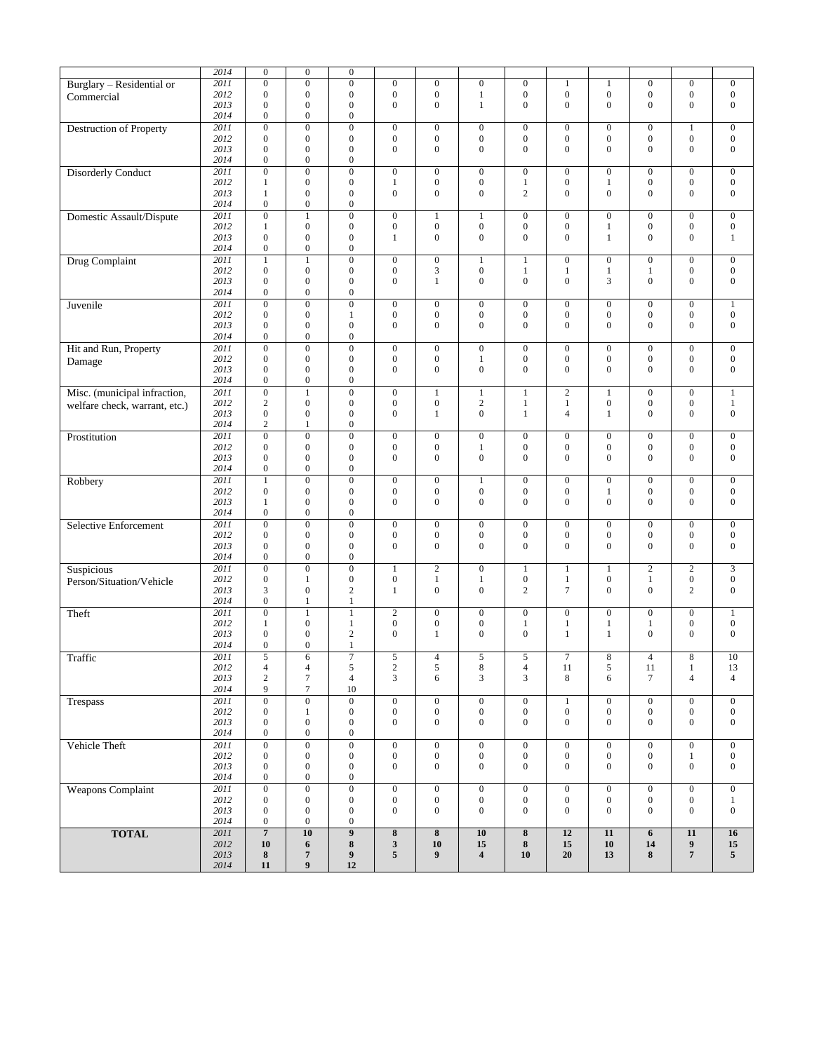| | | | | | | | | | | | | | | |
|---|---|---|---|---|---|---|---|---|---|---|---|---|---|---|
| | 2014 | 0 | 0 | 0 | | | | | | | | | | |
| Burglary – Residential or Commercial | 2011 | 0 | 0 | 0 | 0 | 0 | 0 | 0 | 1 | 1 | 0 | 0 | 0 |
| | 2012 | 0 | 0 | 0 | 0 | 0 | 1 | 0 | 0 | 0 | 0 | 0 | 0 |
| | 2013 | 0 | 0 | 0 | 0 | 0 | 1 | 0 | 0 | 0 | 0 | 0 | 0 |
| | 2014 | 0 | 0 | 0 | | | | | | | | | |
| Destruction of Property | 2011 | 0 | 0 | 0 | 0 | 0 | 0 | 0 | 0 | 0 | 0 | 1 | 0 |
| | 2012 | 0 | 0 | 0 | 0 | 0 | 0 | 0 | 0 | 0 | 0 | 0 | 0 |
| | 2013 | 0 | 0 | 0 | 0 | 0 | 0 | 0 | 0 | 0 | 0 | 0 | 0 |
| | 2014 | 0 | 0 | 0 | | | | | | | | | |
| Disorderly Conduct | 2011 | 0 | 0 | 0 | 0 | 0 | 0 | 0 | 0 | 0 | 0 | 0 | 0 |
| | 2012 | 1 | 0 | 0 | 1 | 0 | 0 | 1 | 0 | 1 | 0 | 0 | 0 |
| | 2013 | 1 | 0 | 0 | 0 | 0 | 0 | 2 | 0 | 0 | 0 | 0 | 0 |
| | 2014 | 0 | 0 | 0 | | | | | | | | | |
| Domestic Assault/Dispute | 2011 | 0 | 1 | 0 | 0 | 1 | 1 | 0 | 0 | 0 | 0 | 0 | 0 |
| | 2012 | 1 | 0 | 0 | 0 | 0 | 0 | 0 | 0 | 1 | 0 | 0 | 0 |
| | 2013 | 0 | 0 | 0 | 1 | 0 | 0 | 0 | 0 | 1 | 0 | 0 | 1 |
| | 2014 | 0 | 0 | 0 | | | | | | | | | |
| Drug Complaint | 2011 | 1 | 1 | 0 | 0 | 0 | 1 | 1 | 0 | 0 | 0 | 0 | 0 |
| | 2012 | 0 | 0 | 0 | 0 | 3 | 0 | 1 | 1 | 1 | 1 | 0 | 0 |
| | 2013 | 0 | 0 | 0 | 0 | 1 | 0 | 0 | 0 | 3 | 0 | 0 | 0 |
| | 2014 | 0 | 0 | 0 | | | | | | | | | |
| Juvenile | 2011 | 0 | 0 | 0 | 0 | 0 | 0 | 0 | 0 | 0 | 0 | 0 | 1 |
| | 2012 | 0 | 0 | 1 | 0 | 0 | 0 | 0 | 0 | 0 | 0 | 0 | 0 |
| | 2013 | 0 | 0 | 0 | 0 | 0 | 0 | 0 | 0 | 0 | 0 | 0 | 0 |
| | 2014 | 0 | 0 | 0 | | | | | | | | | |
| Hit and Run, Property Damage | 2011 | 0 | 0 | 0 | 0 | 0 | 0 | 0 | 0 | 0 | 0 | 0 | 0 |
| | 2012 | 0 | 0 | 0 | 0 | 0 | 1 | 0 | 0 | 0 | 0 | 0 | 0 |
| | 2013 | 0 | 0 | 0 | 0 | 0 | 0 | 0 | 0 | 0 | 0 | 0 | 0 |
| | 2014 | 0 | 0 | 0 | | | | | | | | | |
| Misc. (municipal infraction, welfare check, warrant, etc.) | 2011 | 0 | 1 | 0 | 0 | 1 | 1 | 1 | 2 | 1 | 0 | 0 | 1 |
| | 2012 | 2 | 0 | 0 | 0 | 0 | 2 | 1 | 1 | 0 | 0 | 0 | 1 |
| | 2013 | 0 | 0 | 0 | 0 | 1 | 0 | 1 | 4 | 1 | 0 | 0 | 0 |
| | 2014 | 2 | 1 | 0 | | | | | | | | | |
| Prostitution | 2011 | 0 | 0 | 0 | 0 | 0 | 0 | 0 | 0 | 0 | 0 | 0 | 0 |
| | 2012 | 0 | 0 | 0 | 0 | 0 | 1 | 0 | 0 | 0 | 0 | 0 | 0 |
| | 2013 | 0 | 0 | 0 | 0 | 0 | 0 | 0 | 0 | 0 | 0 | 0 | 0 |
| | 2014 | 0 | 0 | 0 | | | | | | | | | |
| Robbery | 2011 | 1 | 0 | 0 | 0 | 0 | 1 | 0 | 0 | 0 | 0 | 0 | 0 |
| | 2012 | 0 | 0 | 0 | 0 | 0 | 0 | 0 | 0 | 1 | 0 | 0 | 0 |
| | 2013 | 1 | 0 | 0 | 0 | 0 | 0 | 0 | 0 | 0 | 0 | 0 | 0 |
| | 2014 | 0 | 0 | 0 | | | | | | | | | |
| Selective Enforcement | 2011 | 0 | 0 | 0 | 0 | 0 | 0 | 0 | 0 | 0 | 0 | 0 | 0 |
| | 2012 | 0 | 0 | 0 | 0 | 0 | 0 | 0 | 0 | 0 | 0 | 0 | 0 |
| | 2013 | 0 | 0 | 0 | 0 | 0 | 0 | 0 | 0 | 0 | 0 | 0 | 0 |
| | 2014 | 0 | 0 | 0 | | | | | | | | | |
| Suspicious Person/Situation/Vehicle | 2011 | 0 | 0 | 0 | 1 | 2 | 0 | 1 | 1 | 1 | 2 | 2 | 3 |
| | 2012 | 0 | 1 | 0 | 0 | 1 | 1 | 0 | 1 | 0 | 1 | 0 | 0 |
| | 2013 | 3 | 0 | 2 | 1 | 0 | 0 | 2 | 7 | 0 | 0 | 2 | 0 |
| | 2014 | 0 | 1 | 1 | | | | | | | | | |
| Theft | 2011 | 0 | 1 | 1 | 2 | 0 | 0 | 0 | 0 | 0 | 0 | 0 | 1 |
| | 2012 | 1 | 0 | 1 | 0 | 0 | 0 | 1 | 1 | 1 | 1 | 0 | 0 |
| | 2013 | 0 | 0 | 2 | 0 | 1 | 0 | 0 | 1 | 1 | 0 | 0 | 0 |
| | 2014 | 0 | 0 | 1 | | | | | | | | | |
| Traffic | 2011 | 5 | 6 | 7 | 5 | 4 | 5 | 5 | 7 | 8 | 4 | 8 | 10 |
| | 2012 | 4 | 4 | 5 | 2 | 5 | 8 | 4 | 11 | 5 | 11 | 1 | 13 |
| | 2013 | 2 | 7 | 4 | 3 | 6 | 3 | 3 | 8 | 6 | 7 | 4 | 4 |
| | 2014 | 9 | 7 | 10 | | | | | | | | | |
| Trespass | 2011 | 0 | 0 | 0 | 0 | 0 | 0 | 0 | 1 | 0 | 0 | 0 | 0 |
| | 2012 | 0 | 1 | 0 | 0 | 0 | 0 | 0 | 0 | 0 | 0 | 0 | 0 |
| | 2013 | 0 | 0 | 0 | 0 | 0 | 0 | 0 | 0 | 0 | 0 | 0 | 0 |
| | 2014 | 0 | 0 | 0 | | | | | | | | | |
| Vehicle Theft | 2011 | 0 | 0 | 0 | 0 | 0 | 0 | 0 | 0 | 0 | 0 | 0 | 0 |
| | 2012 | 0 | 0 | 0 | 0 | 0 | 0 | 0 | 0 | 0 | 0 | 1 | 0 |
| | 2013 | 0 | 0 | 0 | 0 | 0 | 0 | 0 | 0 | 0 | 0 | 0 | 0 |
| | 2014 | 0 | 0 | 0 | | | | | | | | | |
| Weapons Complaint | 2011 | 0 | 0 | 0 | 0 | 0 | 0 | 0 | 0 | 0 | 0 | 0 | 0 |
| | 2012 | 0 | 0 | 0 | 0 | 0 | 0 | 0 | 0 | 0 | 0 | 0 | 1 |
| | 2013 | 0 | 0 | 0 | 0 | 0 | 0 | 0 | 0 | 0 | 0 | 0 | 0 |
| | 2014 | 0 | 0 | 0 | | | | | | | | | |
| **TOTAL** | 2011 | **7** | **10** | **9** | **8** | **8** | **10** | **8** | **12** | **11** | **6** | **11** | **16** |
| | 2012 | **10** | **6** | **8** | **3** | **10** | **15** | **8** | **15** | **10** | **14** | **9** | **15** |
| | 2013 | **8** | **7** | **9** | **5** | **9** | **4** | **10** | **20** | **13** | **8** | **7** | **5** |
| | 2014 | **11** | **9** | **12** | | | | | | | | | |